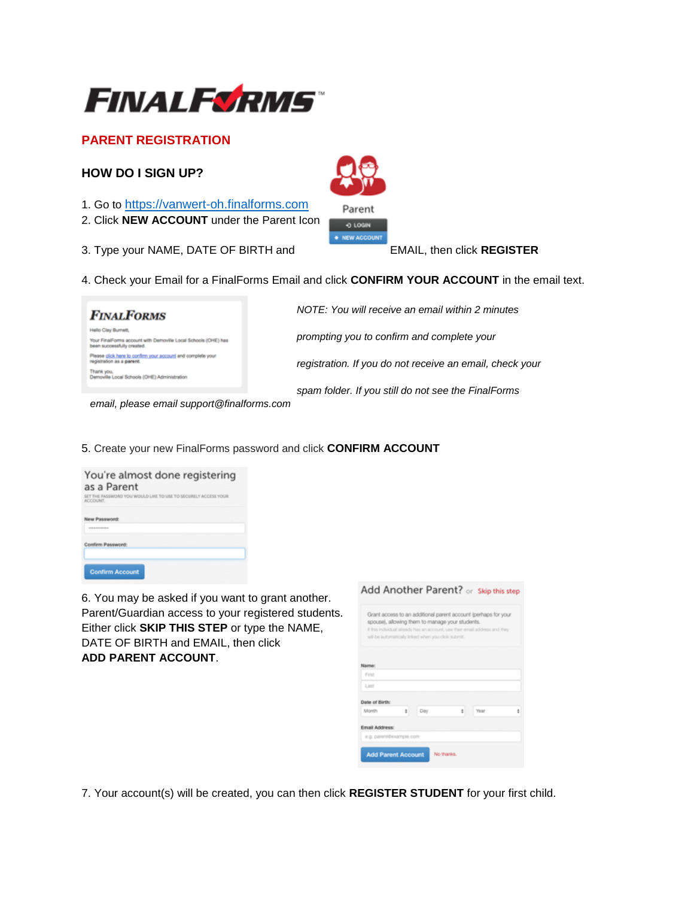# FINALFORMS

## PARENT REGISTRATION

### HOW DO I SIGN UP?

1. Go to https://vanwert-oh.finalforms.com
2. Click **NEW ACCOUNT** under the Parent Icon
3. Type your NAME, DATE OF BIRTH and EMAIL, then click **REGISTER**
4. Check your Email for a FinalForms Email and click **CONFIRM YOUR ACCOUNT** in the email text.

*NOTE: You will receive an email within 2 minutes prompting you to confirm and complete your registration. If you do not receive an email, check your spam folder. If you still do not see the FinalForms email, please email support@finalforms.com*

5. Create your new FinalForms password and click **CONFIRM ACCOUNT**

6. You may be asked if you want to grant another. Parent/Guardian access to your registered students. Either click **SKIP THIS STEP** or type the NAME, DATE OF BIRTH and EMAIL, then click **ADD PARENT ACCOUNT**.

7. Your account(s) will be created, you can then click **REGISTER STUDENT** for your first child.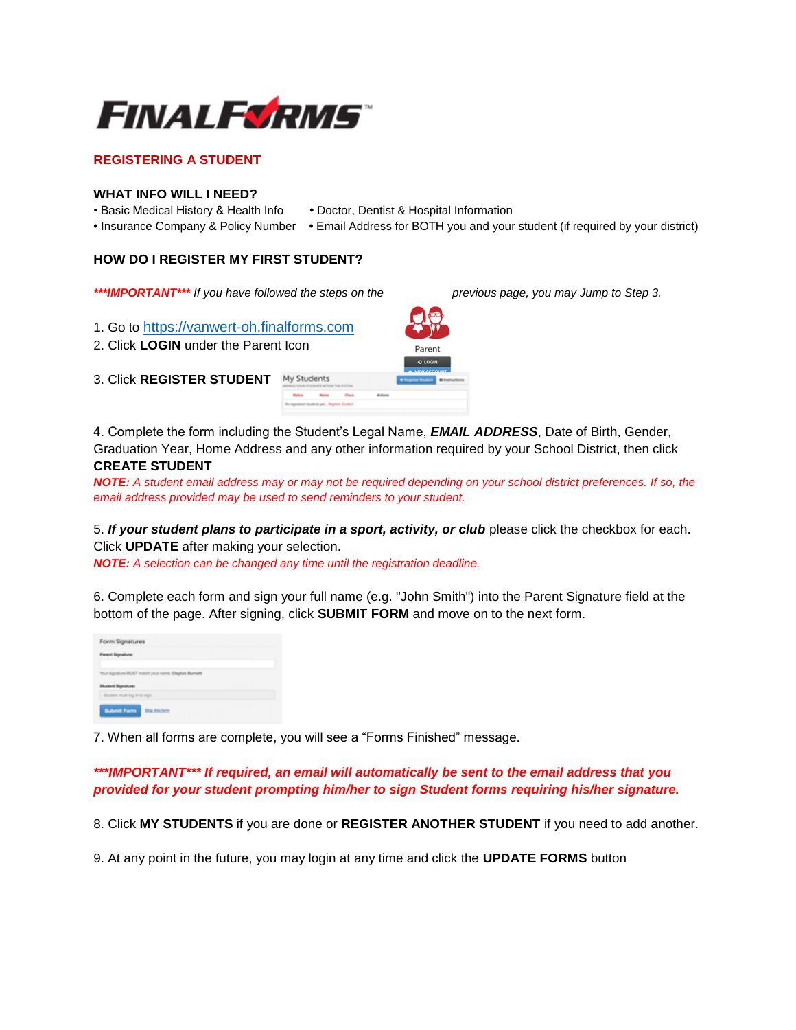# FINALFORMS™

## REGISTERING A STUDENT

### WHAT INFO WILL I NEED?

- Basic Medical History & Health Info
- Doctor, Dentist & Hospital Information
- Insurance Company & Policy Number
- Email Address for BOTH you and your student (if required by your district)

### HOW DO I REGISTER MY FIRST STUDENT?

***IMPORTANT*** *If you have followed the steps on the previous page, you may Jump to Step 3.*

1. Go to https://vanwert-oh.finalforms.com
2. Click **LOGIN** under the Parent Icon
3. Click **REGISTER STUDENT**
4. Complete the form including the Student's Legal Name, ***EMAIL ADDRESS***, Date of Birth, Gender, Graduation Year, Home Address and any other information required by your School District, then click **CREATE STUDENT**

   ***NOTE:*** *A student email address may or may not be required depending on your school district preferences. If so, the email address provided may be used to send reminders to your student.*

5. ***If your student plans to participate in a sport, activity, or club*** please click the checkbox for each. Click **UPDATE** after making your selection.

   ***NOTE:*** *A selection can be changed any time until the registration deadline.*

6. Complete each form and sign your full name (e.g. "John Smith") into the Parent Signature field at the bottom of the page. After signing, click **SUBMIT FORM** and move on to the next form.
7. When all forms are complete, you will see a "Forms Finished" message.

***\*\*\*IMPORTANT\*\*\* If required, an email will automatically be sent to the email address that you provided for your student prompting him/her to sign Student forms requiring his/her signature.***

8. Click **MY STUDENTS** if you are done or **REGISTER ANOTHER STUDENT** if you need to add another.
9. At any point in the future, you may login at any time and click the **UPDATE FORMS** button